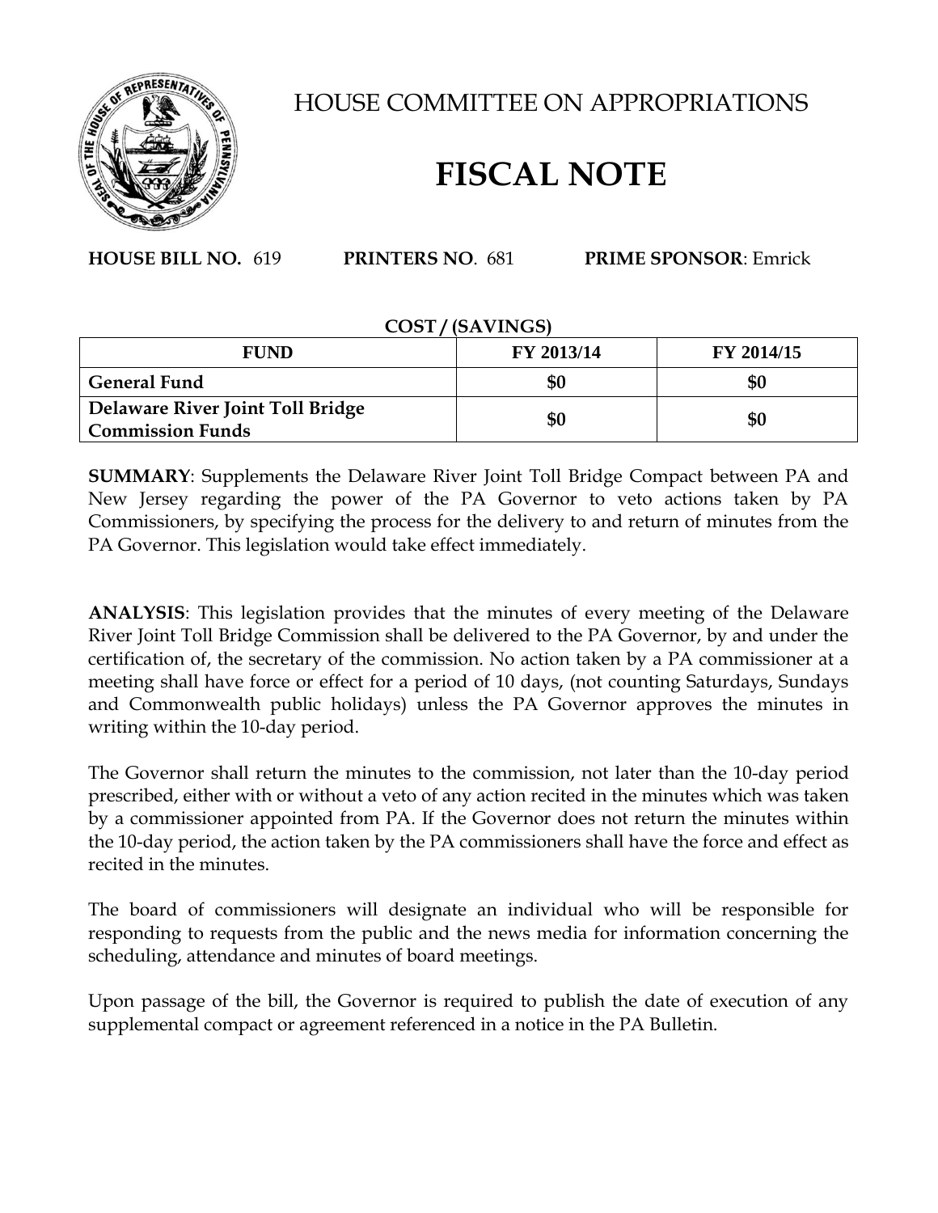# HOUSE COMMITTEE ON APPROPRIATIONS

# FISCAL NOTE

**HOUSE BILL NO.** 619 **PRINTERS NO**. 681 **PRIME SPONSOR**: Emrick

**COST / (SAVINGS)**

| FUND | FY 2013/14 | FY 2014/15 |
|---|---|---|
| **General Fund** | **$0** | **$0** |
| **Delaware River Joint Toll Bridge Commission Funds** | **$0** | **$0** |

**SUMMARY**: Supplements the Delaware River Joint Toll Bridge Compact between PA and New Jersey regarding the power of the PA Governor to veto actions taken by PA Commissioners, by specifying the process for the delivery to and return of minutes from the PA Governor. This legislation would take effect immediately.

**ANALYSIS**: This legislation provides that the minutes of every meeting of the Delaware River Joint Toll Bridge Commission shall be delivered to the PA Governor, by and under the certification of, the secretary of the commission. No action taken by a PA commissioner at a meeting shall have force or effect for a period of 10 days, (not counting Saturdays, Sundays and Commonwealth public holidays) unless the PA Governor approves the minutes in writing within the 10-day period.

The Governor shall return the minutes to the commission, not later than the 10-day period prescribed, either with or without a veto of any action recited in the minutes which was taken by a commissioner appointed from PA. If the Governor does not return the minutes within the 10-day period, the action taken by the PA commissioners shall have the force and effect as recited in the minutes.

The board of commissioners will designate an individual who will be responsible for responding to requests from the public and the news media for information concerning the scheduling, attendance and minutes of board meetings.

Upon passage of the bill, the Governor is required to publish the date of execution of any supplemental compact or agreement referenced in a notice in the PA Bulletin.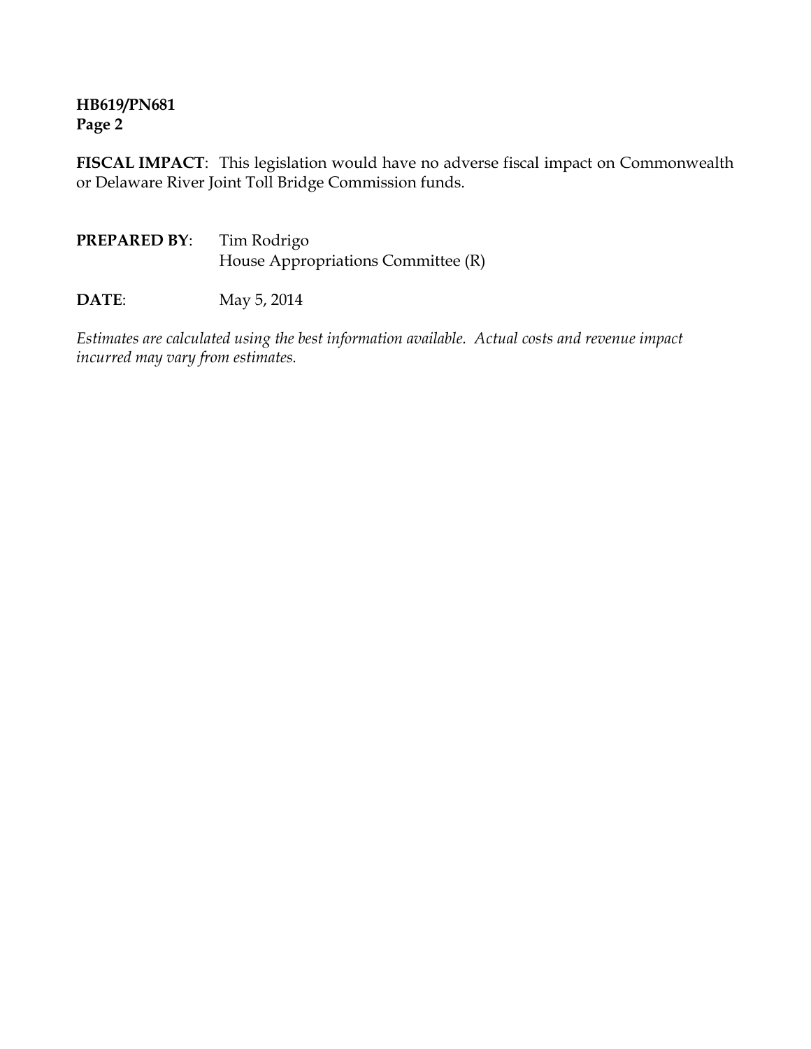**FISCAL IMPACT**: This legislation would have no adverse fiscal impact on Commonwealth or Delaware River Joint Toll Bridge Commission funds.

**PREPARED BY**: Tim Rodrigo
House Appropriations Committee (R)

**DATE**: May 5, 2014

*Estimates are calculated using the best information available. Actual costs and revenue impact incurred may vary from estimates.*